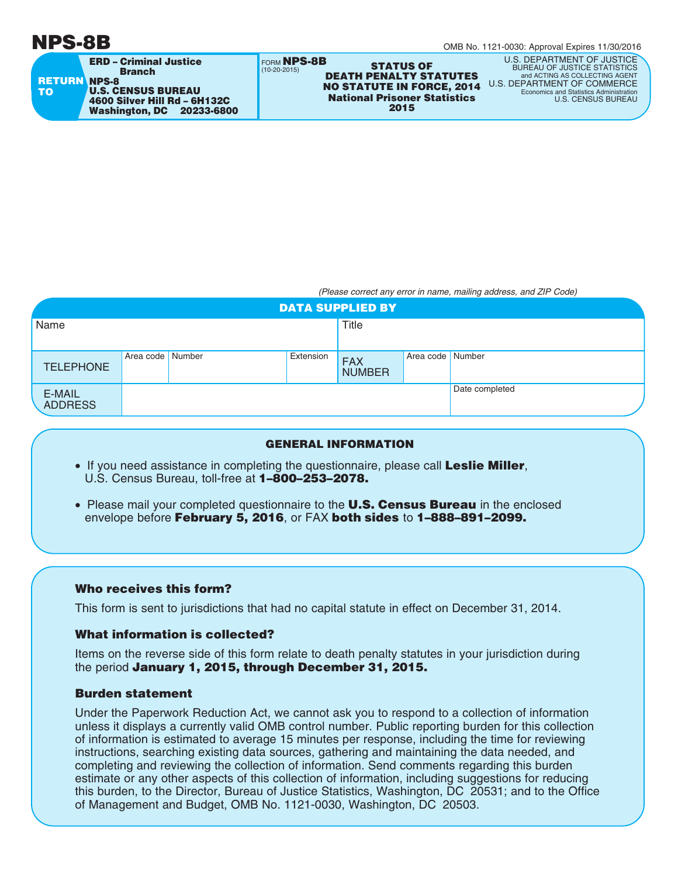# NPS-8B

OMB No. 1121-0030: Approval Expires 11/30/2016

**RETURN TO**

**ERD – Criminal Justice Branch**
**NPS-8**
**U.S. CENSUS BUREAU**
**4600 Silver Hill Rd – 6H132C**
**Washington, DC 20233-6800**

FORM **NPS-8B**
(10-20-2015)

**STATUS OF DEATH PENALTY STATUTES NO STATUTE IN FORCE, 2014**
**National Prisoner Statistics 2015**

U.S. DEPARTMENT OF JUSTICE
BUREAU OF JUSTICE STATISTICS
and ACTING AS COLLECTING AGENT
U.S. DEPARTMENT OF COMMERCE
Economics and Statistics Administration
U.S. CENSUS BUREAU

*(Please correct any error in name, mailing address, and ZIP Code)*

## DATA SUPPLIED BY

| Name | | | | Title | | |
|---|---|---|---|---|---|---|
| TELEPHONE | Area code | Number | Extension | FAX NUMBER | Area code | Number |
| E-MAIL ADDRESS | | | | | Date completed | |

## GENERAL INFORMATION

- If you need assistance in completing the questionnaire, please call **Leslie Miller**, U.S. Census Bureau, toll-free at **1–800–253–2078.**
- Please mail your completed questionnaire to the **U.S. Census Bureau** in the enclosed envelope before **February 5, 2016**, or FAX **both sides** to **1–888–891–2099.**

### Who receives this form?

This form is sent to jurisdictions that had no capital statute in effect on December 31, 2014.

### What information is collected?

Items on the reverse side of this form relate to death penalty statutes in your jurisdiction during the period **January 1, 2015, through December 31, 2015.**

### Burden statement

Under the Paperwork Reduction Act, we cannot ask you to respond to a collection of information unless it displays a currently valid OMB control number. Public reporting burden for this collection of information is estimated to average 15 minutes per response, including the time for reviewing instructions, searching existing data sources, gathering and maintaining the data needed, and completing and reviewing the collection of information. Send comments regarding this burden estimate or any other aspects of this collection of information, including suggestions for reducing this burden, to the Director, Bureau of Justice Statistics, Washington, DC 20531; and to the Office of Management and Budget, OMB No. 1121-0030, Washington, DC 20503.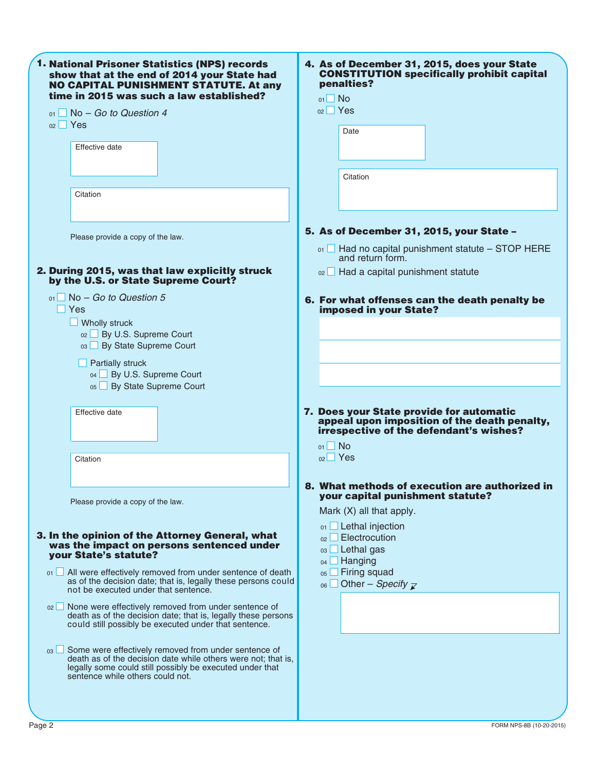**1. National Prisoner Statistics (NPS) records show that at the end of 2014 your State had NO CAPITAL PUNISHMENT STATUTE. At any time in 2015 was such a law established?**

- 01 ☐ No – *Go to Question 4*
- 02 ☐ Yes

Effective date

Citation

Please provide a copy of the law.

**2. During 2015, was that law explicitly struck by the U.S. or State Supreme Court?**

- 01 ☐ No – *Go to Question 5*
- ☐ Yes
  - ☐ Wholly struck
    - 02 ☐ By U.S. Supreme Court
    - 03 ☐ By State Supreme Court
  - ☐ Partially struck
    - 04 ☐ By U.S. Supreme Court
    - 05 ☐ By State Supreme Court

Effective date

Citation

Please provide a copy of the law.

**3. In the opinion of the Attorney General, what was the impact on persons sentenced under your State's statute?**

- 01 ☐ All were effectively removed from under sentence of death as of the decision date; that is, legally these persons could not be executed under that sentence.
- 02 ☐ None were effectively removed from under sentence of death as of the decision date; that is, legally these persons could still possibly be executed under that sentence.
- 03 ☐ Some were effectively removed from under sentence of death as of the decision date while others were not; that is, legally some could still possibly be executed under that sentence while others could not.

**4. As of December 31, 2015, does your State CONSTITUTION specifically prohibit capital penalties?**

- 01 ☐ No
- 02 ☐ Yes

Date

Citation

**5. As of December 31, 2015, your State –**

- 01 ☐ Had no capital punishment statute – STOP HERE and return form.
- 02 ☐ Had a capital punishment statute

**6. For what offenses can the death penalty be imposed in your State?**

**7. Does your State provide for automatic appeal upon imposition of the death penalty, irrespective of the defendant's wishes?**

- 01 ☐ No
- 02 ☐ Yes

**8. What methods of execution are authorized in your capital punishment statute?**

Mark (X) all that apply.

- 01 ☐ Lethal injection
- 02 ☐ Electrocution
- 03 ☐ Lethal gas
- 04 ☐ Hanging
- 05 ☐ Firing squad
- 06 ☐ Other – *Specify*

FORM NPS-8B (10-20-2015)